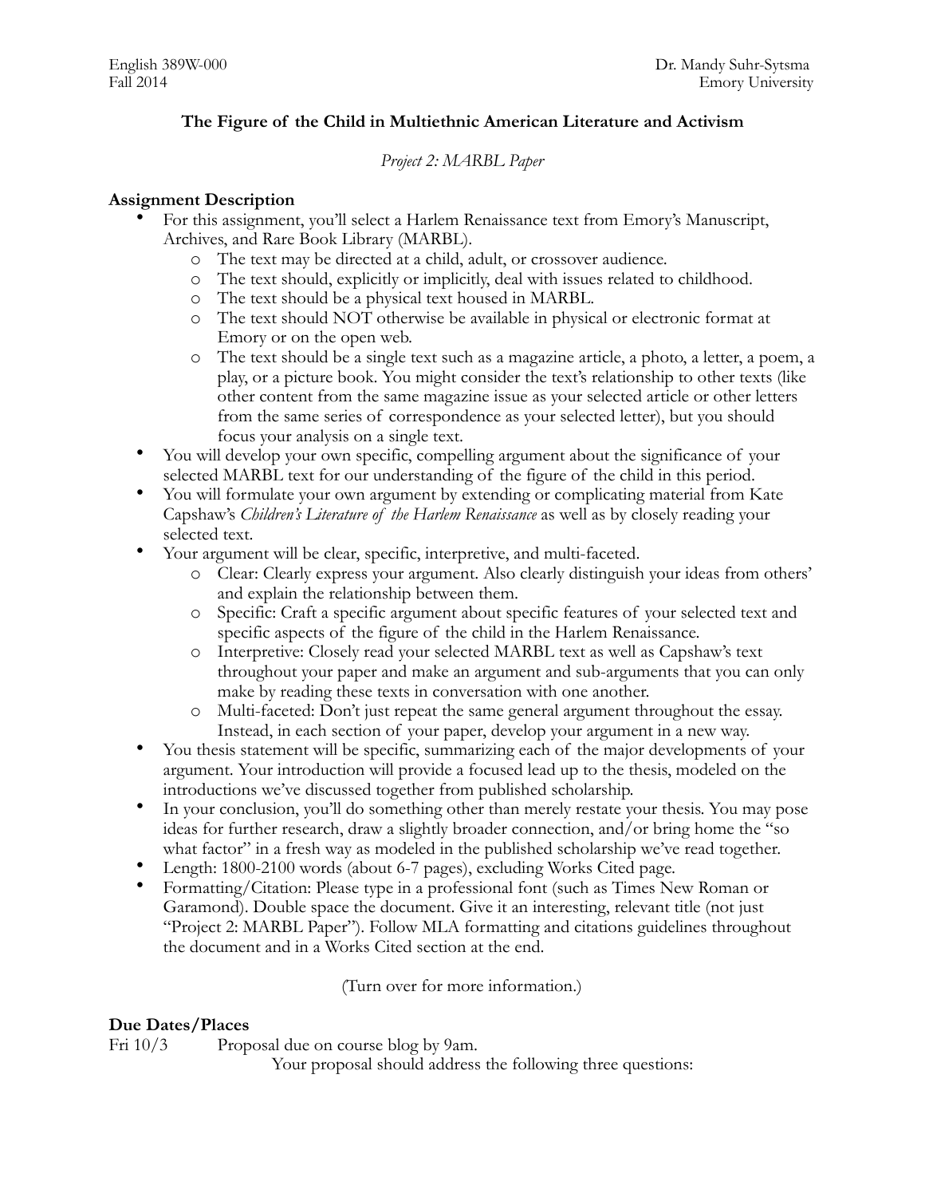English 389W-000
Fall 2014

Dr. Mandy Suhr-Sytsma
Emory University

## The Figure of the Child in Multiethnic American Literature and Activism

*Project 2: MARBL Paper*

### Assignment Description

- For this assignment, you'll select a Harlem Renaissance text from Emory's Manuscript, Archives, and Rare Book Library (MARBL).
    - The text may be directed at a child, adult, or crossover audience.
    - The text should, explicitly or implicitly, deal with issues related to childhood.
    - The text should be a physical text housed in MARBL.
    - The text should NOT otherwise be available in physical or electronic format at Emory or on the open web.
    - The text should be a single text such as a magazine article, a photo, a letter, a poem, a play, or a picture book. You might consider the text's relationship to other texts (like other content from the same magazine issue as your selected article or other letters from the same series of correspondence as your selected letter), but you should focus your analysis on a single text.
- You will develop your own specific, compelling argument about the significance of your selected MARBL text for our understanding of the figure of the child in this period.
- You will formulate your own argument by extending or complicating material from Kate Capshaw's *Children's Literature of the Harlem Renaissance* as well as by closely reading your selected text.
- Your argument will be clear, specific, interpretive, and multi-faceted.
    - Clear: Clearly express your argument. Also clearly distinguish your ideas from others' and explain the relationship between them.
    - Specific: Craft a specific argument about specific features of your selected text and specific aspects of the figure of the child in the Harlem Renaissance.
    - Interpretive: Closely read your selected MARBL text as well as Capshaw's text throughout your paper and make an argument and sub-arguments that you can only make by reading these texts in conversation with one another.
    - Multi-faceted: Don't just repeat the same general argument throughout the essay. Instead, in each section of your paper, develop your argument in a new way.
- You thesis statement will be specific, summarizing each of the major developments of your argument. Your introduction will provide a focused lead up to the thesis, modeled on the introductions we've discussed together from published scholarship.
- In your conclusion, you'll do something other than merely restate your thesis. You may pose ideas for further research, draw a slightly broader connection, and/or bring home the "so what factor" in a fresh way as modeled in the published scholarship we've read together.
- Length: 1800-2100 words (about 6-7 pages), excluding Works Cited page.
- Formatting/Citation: Please type in a professional font (such as Times New Roman or Garamond). Double space the document. Give it an interesting, relevant title (not just "Project 2: MARBL Paper"). Follow MLA formatting and citations guidelines throughout the document and in a Works Cited section at the end.

(Turn over for more information.)

### Due Dates/Places

Fri 10/3 Proposal due on course blog by 9am.

Your proposal should address the following three questions: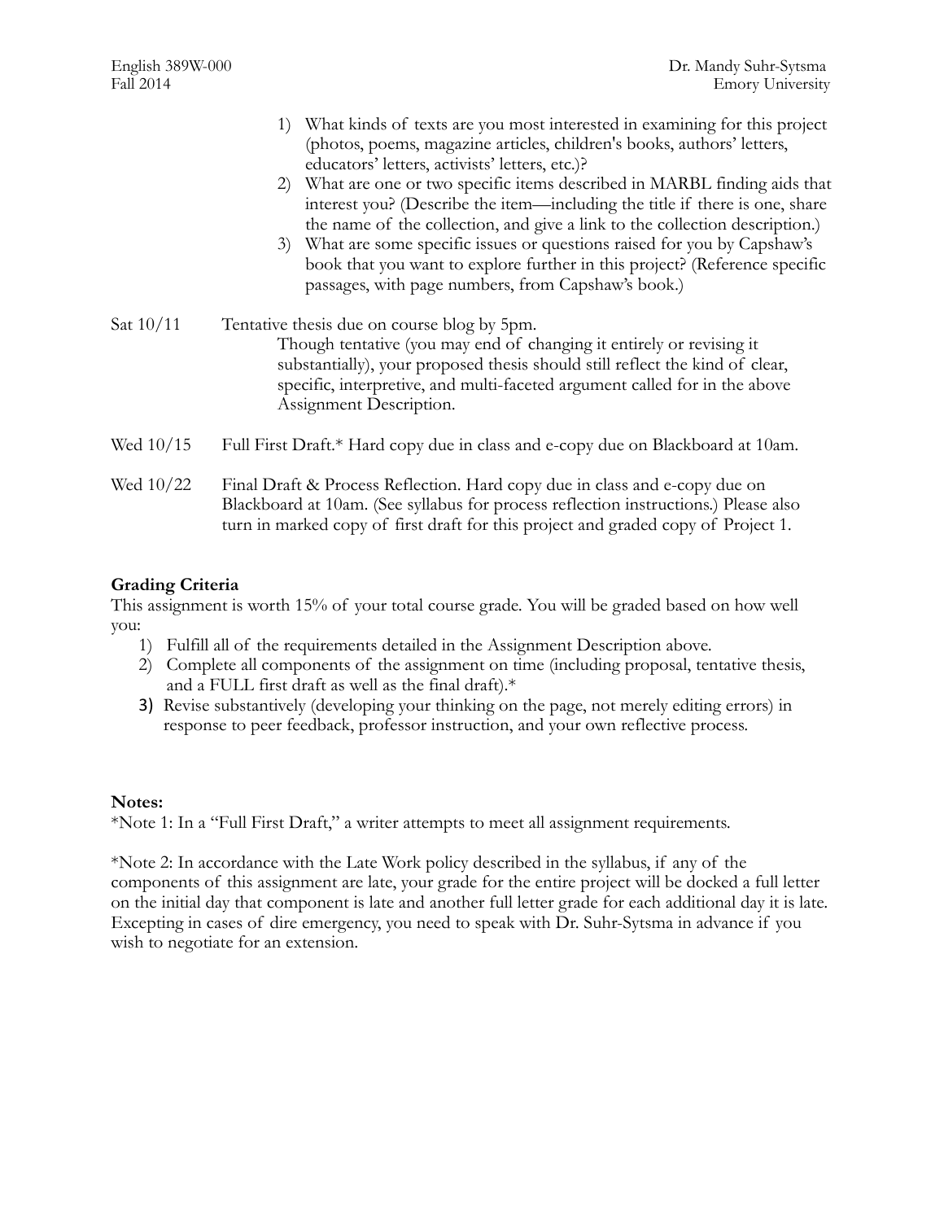1) What kinds of texts are you most interested in examining for this project (photos, poems, magazine articles, children's books, authors' letters, educators' letters, activists' letters, etc.)?
2) What are one or two specific items described in MARBL finding aids that interest you? (Describe the item—including the title if there is one, share the name of the collection, and give a link to the collection description.)
3) What are some specific issues or questions raised for you by Capshaw's book that you want to explore further in this project? (Reference specific passages, with page numbers, from Capshaw's book.)

Sat 10/11 Tentative thesis due on course blog by 5pm.

Though tentative (you may end of changing it entirely or revising it substantially), your proposed thesis should still reflect the kind of clear, specific, interpretive, and multi-faceted argument called for in the above Assignment Description.

Wed 10/15 Full First Draft.* Hard copy due in class and e-copy due on Blackboard at 10am.

Wed 10/22 Final Draft & Process Reflection. Hard copy due in class and e-copy due on Blackboard at 10am. (See syllabus for process reflection instructions.) Please also turn in marked copy of first draft for this project and graded copy of Project 1.

**Grading Criteria**

This assignment is worth 15% of your total course grade. You will be graded based on how well you:

1) Fulfill all of the requirements detailed in the Assignment Description above.
2) Complete all components of the assignment on time (including proposal, tentative thesis, and a FULL first draft as well as the final draft).*
3) Revise substantively (developing your thinking on the page, not merely editing errors) in response to peer feedback, professor instruction, and your own reflective process.

**Notes:**

*Note 1: In a "Full First Draft," a writer attempts to meet all assignment requirements.

*Note 2: In accordance with the Late Work policy described in the syllabus, if any of the components of this assignment are late, your grade for the entire project will be docked a full letter on the initial day that component is late and another full letter grade for each additional day it is late. Excepting in cases of dire emergency, you need to speak with Dr. Suhr-Sytsma in advance if you wish to negotiate for an extension.